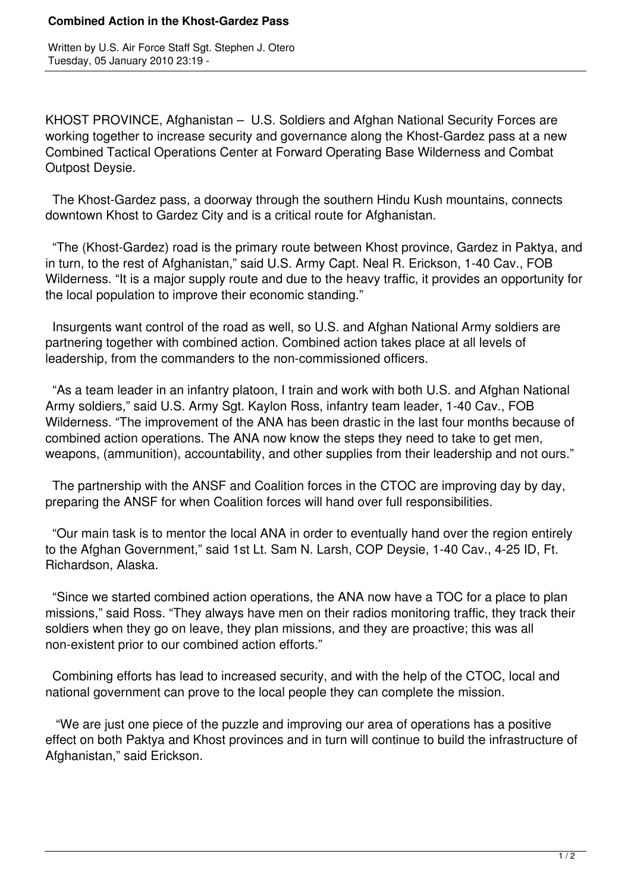# Combined Action in the Khost-Gardez Pass

Written by U.S. Air Force Staff Sgt. Stephen J. Otero
Tuesday, 05 January 2010 23:19 -

KHOST PROVINCE, Afghanistan – U.S. Soldiers and Afghan National Security Forces are working together to increase security and governance along the Khost-Gardez pass at a new Combined Tactical Operations Center at Forward Operating Base Wilderness and Combat Outpost Deysie.

The Khost-Gardez pass, a doorway through the southern Hindu Kush mountains, connects downtown Khost to Gardez City and is a critical route for Afghanistan.

"The (Khost-Gardez) road is the primary route between Khost province, Gardez in Paktya, and in turn, to the rest of Afghanistan," said U.S. Army Capt. Neal R. Erickson, 1-40 Cav., FOB Wilderness. "It is a major supply route and due to the heavy traffic, it provides an opportunity for the local population to improve their economic standing."

Insurgents want control of the road as well, so U.S. and Afghan National Army soldiers are partnering together with combined action. Combined action takes place at all levels of leadership, from the commanders to the non-commissioned officers.

"As a team leader in an infantry platoon, I train and work with both U.S. and Afghan National Army soldiers," said U.S. Army Sgt. Kaylon Ross, infantry team leader, 1-40 Cav., FOB Wilderness. "The improvement of the ANA has been drastic in the last four months because of combined action operations. The ANA now know the steps they need to take to get men, weapons, (ammunition), accountability, and other supplies from their leadership and not ours."

The partnership with the ANSF and Coalition forces in the CTOC are improving day by day, preparing the ANSF for when Coalition forces will hand over full responsibilities.

"Our main task is to mentor the local ANA in order to eventually hand over the region entirely to the Afghan Government," said 1st Lt. Sam N. Larsh, COP Deysie, 1-40 Cav., 4-25 ID, Ft. Richardson, Alaska.

"Since we started combined action operations, the ANA now have a TOC for a place to plan missions," said Ross. "They always have men on their radios monitoring traffic, they track their soldiers when they go on leave, they plan missions, and they are proactive; this was all non-existent prior to our combined action efforts."

Combining efforts has lead to increased security, and with the help of the CTOC, local and national government can prove to the local people they can complete the mission.

"We are just one piece of the puzzle and improving our area of operations has a positive effect on both Paktya and Khost provinces and in turn will continue to build the infrastructure of Afghanistan," said Erickson.